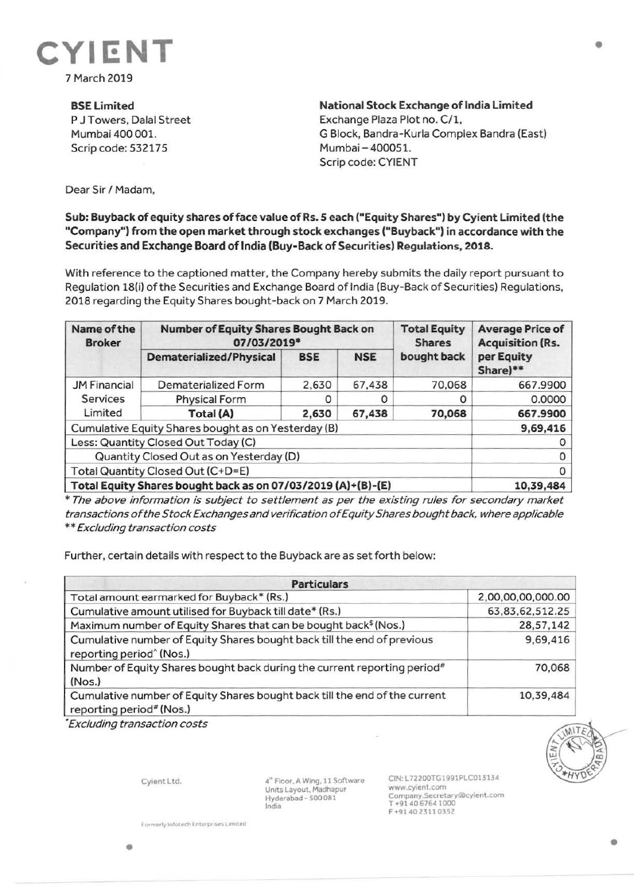# CYIENT

7 March 2019

**BSE Limited**
P J Towers, Dalal Street
Mumbai 400 001.
Scrip code: 532175

**National Stock Exchange of India Limited**
Exchange Plaza Plot no. C/1,
G Block, Bandra-Kurla Complex Bandra (East)
Mumbai – 400051.
Scrip code: CYIENT

Dear Sir / Madam,

**Sub: Buyback of equity shares of face value of Rs. 5 each ("Equity Shares") by Cyient Limited (the "Company") from the open market through stock exchanges ("Buyback") in accordance with the Securities and Exchange Board of India (Buy-Back of Securities) Regulations, 2018.**

With reference to the captioned matter, the Company hereby submits the daily report pursuant to Regulation 18(i) of the Securities and Exchange Board of India (Buy-Back of Securities) Regulations, 2018 regarding the Equity Shares bought-back on 7 March 2019.

| Name of the Broker | Number of Equity Shares Bought Back on 07/03/2019* | | | Total Equity Shares bought back | Average Price of Acquisition (Rs. per Equity Share)** |
|---|---|---|---|---|---|
| | Dematerialized/Physical | BSE | NSE | | |
| JM Financial Services Limited | Dematerialized Form | 2,630 | 67,438 | 70,068 | 667.9900 |
| | Physical Form | 0 | 0 | 0 | 0.0000 |
| | **Total (A)** | **2,630** | **67,438** | **70,068** | **667.9900** |
| Cumulative Equity Shares bought as on Yesterday (B) | | | | | 9,69,416 |
| Less: Quantity Closed Out Today (C) | | | | | 0 |
| Quantity Closed Out as on Yesterday (D) | | | | | 0 |
| Total Quantity Closed Out (C+D=E) | | | | | 0 |
| **Total Equity Shares bought back as on 07/03/2019 (A)+(B)-(E)** | | | | | **10,39,484** |

*\* The above information is subject to settlement as per the existing rules for secondary market transactions of the Stock Exchanges and verification of Equity Shares bought back, where applicable*
*\*\* Excluding transaction costs*

Further, certain details with respect to the Buyback are as set forth below:

| Particulars | |
|---|---|
| Total amount earmarked for Buyback* (Rs.) | 2,00,00,00,000.00 |
| Cumulative amount utilised for Buyback till date* (Rs.) | 63,83,62,512.25 |
| Maximum number of Equity Shares that can be bought back$ (Nos.) | 28,57,142 |
| Cumulative number of Equity Shares bought back till the end of previous reporting period^ (Nos.) | 9,69,416 |
| Number of Equity Shares bought back during the current reporting period# (Nos.) | 70,068 |
| Cumulative number of Equity Shares bought back till the end of the current reporting period# (Nos.) | 10,39,484 |

*\*Excluding transaction costs*

Cyient Ltd.

4th Floor, A Wing, 11 Software Units Layout, Madhapur Hyderabad - 500 081 India

CIN: L72200TG1991PLC013134
www.cyient.com
Company.Secretary@cyient.com
T +91 40 6764 1000
F +91 40 2311 0352

Formerly Infotech Enterprises Limited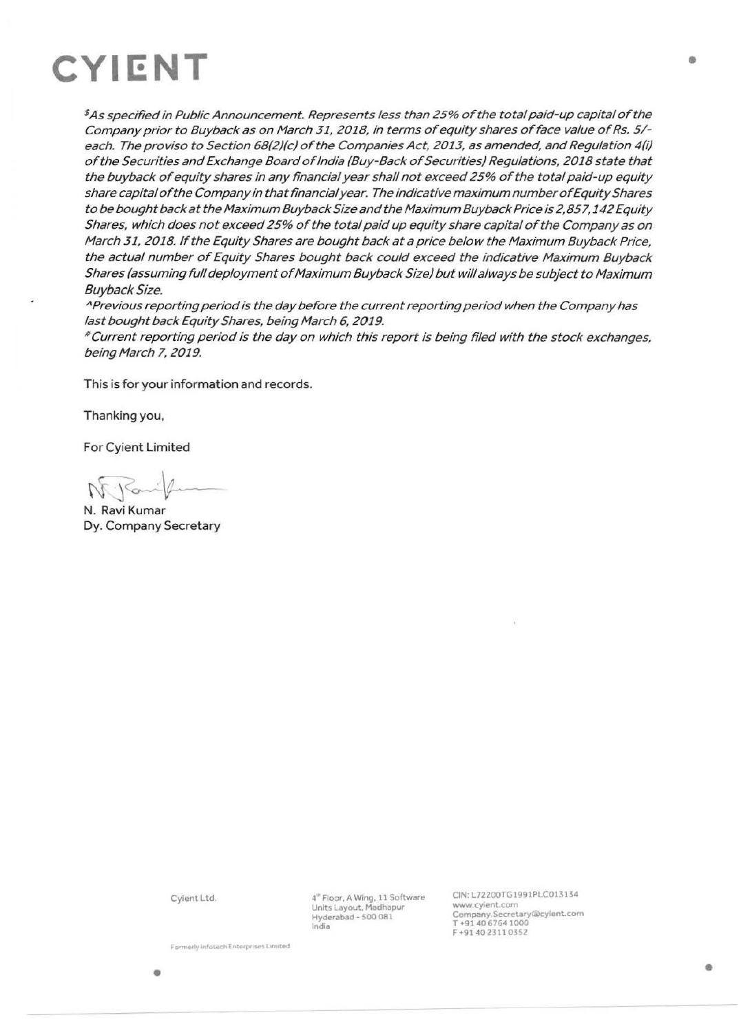# CYIENT

*$As specified in Public Announcement. Represents less than 25% of the total paid-up capital of the Company prior to Buyback as on March 31, 2018, in terms of equity shares of face value of Rs. 5/- each. The proviso to Section 68(2)(c) of the Companies Act, 2013, as amended, and Regulation 4(i) of the Securities and Exchange Board of India (Buy-Back of Securities) Regulations, 2018 state that the buyback of equity shares in any financial year shall not exceed 25% of the total paid-up equity share capital of the Company in that financial year. The indicative maximum number of Equity Shares to be bought back at the Maximum Buyback Size and the Maximum Buyback Price is 2,857,142 Equity Shares, which does not exceed 25% of the total paid up equity share capital of the Company as on March 31, 2018. If the Equity Shares are bought back at a price below the Maximum Buyback Price, the actual number of Equity Shares bought back could exceed the indicative Maximum Buyback Shares (assuming full deployment of Maximum Buyback Size) but will always be subject to Maximum Buyback Size.*

*^Previous reporting period is the day before the current reporting period when the Company has last bought back Equity Shares, being March 6, 2019.*

*#Current reporting period is the day on which this report is being filed with the stock exchanges, being March 7, 2019.*

This is for your information and records.

Thanking you,

For Cyient Limited

N. Ravi Kumar
Dy. Company Secretary

Cyient Ltd.

4th Floor, A Wing, 11 Software Units Layout, Madhapur Hyderabad - 500 081 India

CIN: L72200TG1991PLC013134
www.cyient.com
Company.Secretary@cyient.com
T +91 40 6764 1000
F +91 40 2311 0352

Formerly Infotech Enterprises Limited